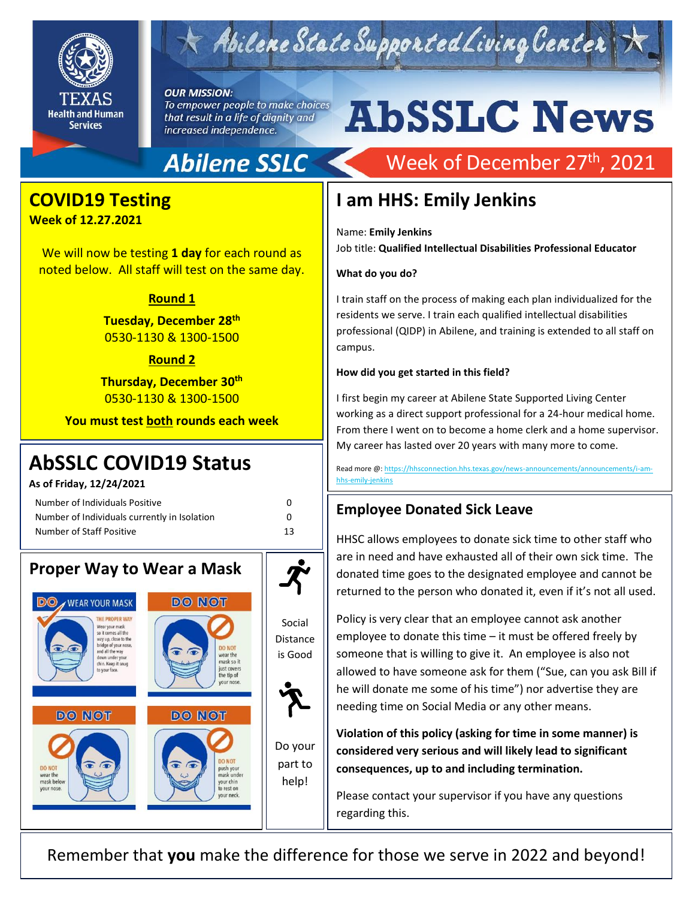# Abilene State Supported Living Center

**OUR MISSION:**
*To empower people to make choices that result in a life of dignity and increased independence.*

# AbSSLC News

Abilene SSLC

Week of December 27th, 2021

## COVID19 Testing

**Week of 12.27.2021**

We will now be testing **1 day** for each round as noted below. All staff will test on the same day.

**Round 1**

**Tuesday, December 28th**
0530-1130 & 1300-1500

**Round 2**

**Thursday, December 30th**
0530-1130 & 1300-1500

**You must test both rounds each week**

## AbSSLC COVID19 Status

**As of Friday, 12/24/2021**

| | |
|---|---|
| Number of Individuals Positive | 0 |
| Number of Individuals currently in Isolation | 0 |
| Number of Staff Positive | 13 |

## Proper Way to Wear a Mask

DO WEAR YOUR MASK

THE PROPER WAY
Wear your mask so it comes all the way up, close to the bridge of your nose, and all the way down under your chin. Keep it snug to your face.

DO NOT
DO NOT wear the mask so it just covers the tip of your nose.

DO NOT
DO NOT wear the mask below your nose.

DO NOT
DO NOT push your mask under your chin to rest on your neck.

Social Distance is Good

Do your part to help!

## I am HHS: Emily Jenkins

Name: **Emily Jenkins**

Job title: **Qualified Intellectual Disabilities Professional Educator**

**What do you do?**

I train staff on the process of making each plan individualized for the residents we serve. I train each qualified intellectual disabilities professional (QIDP) in Abilene, and training is extended to all staff on campus.

**How did you get started in this field?**

I first begin my career at Abilene State Supported Living Center working as a direct support professional for a 24-hour medical home. From there I went on to become a home clerk and a home supervisor. My career has lasted over 20 years with many more to come.

Read more @: https://hhsconnection.hhs.texas.gov/news-announcements/announcements/i-am-hhs-emily-jenkins

## Employee Donated Sick Leave

HHSC allows employees to donate sick time to other staff who are in need and have exhausted all of their own sick time. The donated time goes to the designated employee and cannot be returned to the person who donated it, even if it's not all used.

Policy is very clear that an employee cannot ask another employee to donate this time – it must be offered freely by someone that is willing to give it. An employee is also not allowed to have someone ask for them ("Sue, can you ask Bill if he will donate me some of his time") nor advertise they are needing time on Social Media or any other means.

**Violation of this policy (asking for time in some manner) is considered very serious and will likely lead to significant consequences, up to and including termination.**

Please contact your supervisor if you have any questions regarding this.

Remember that **you** make the difference for those we serve in 2022 and beyond!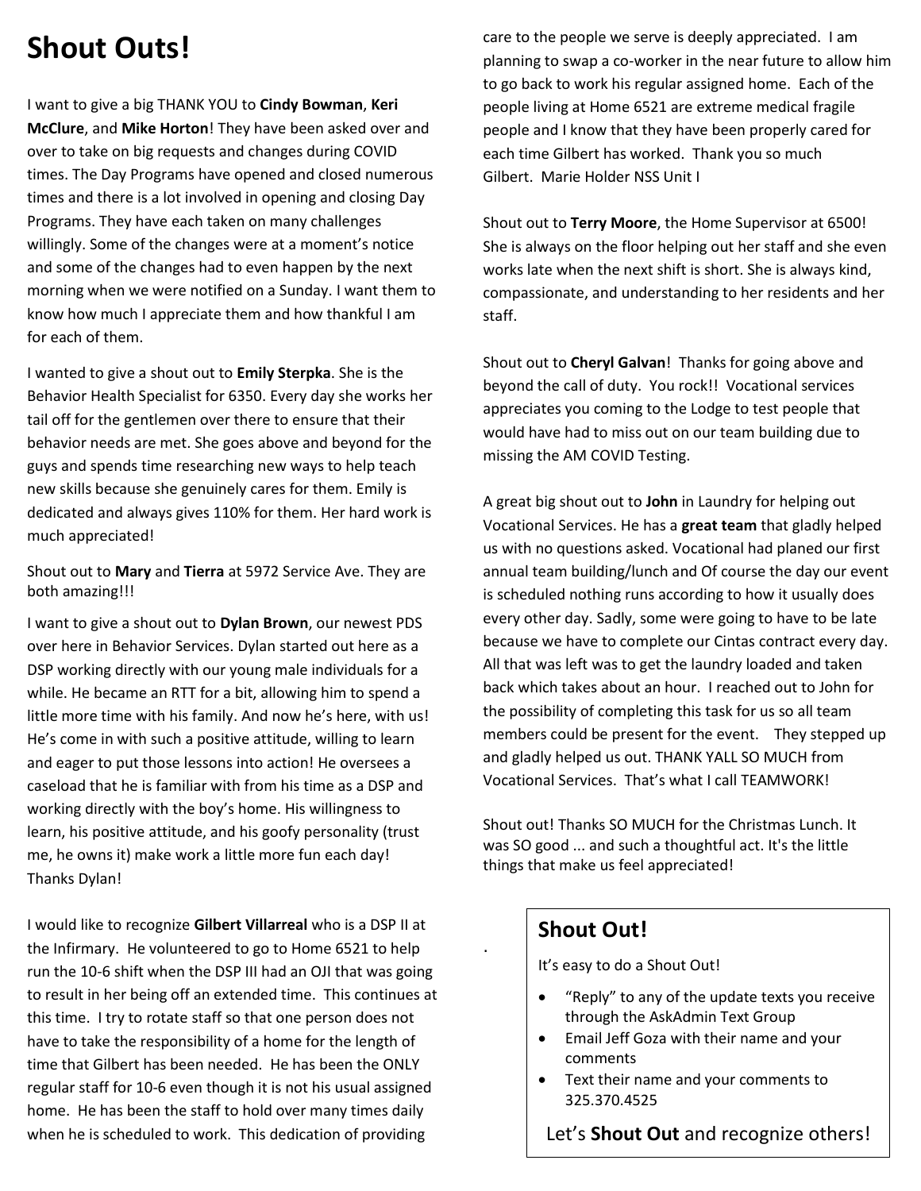# Shout Outs!

I want to give a big THANK YOU to **Cindy Bowman**, **Keri McClure**, and **Mike Horton**! They have been asked over and over to take on big requests and changes during COVID times. The Day Programs have opened and closed numerous times and there is a lot involved in opening and closing Day Programs. They have each taken on many challenges willingly. Some of the changes were at a moment's notice and some of the changes had to even happen by the next morning when we were notified on a Sunday. I want them to know how much I appreciate them and how thankful I am for each of them.

I wanted to give a shout out to **Emily Sterpka**. She is the Behavior Health Specialist for 6350. Every day she works her tail off for the gentlemen over there to ensure that their behavior needs are met. She goes above and beyond for the guys and spends time researching new ways to help teach new skills because she genuinely cares for them. Emily is dedicated and always gives 110% for them. Her hard work is much appreciated!

Shout out to **Mary** and **Tierra** at 5972 Service Ave. They are both amazing!!!

I want to give a shout out to **Dylan Brown**, our newest PDS over here in Behavior Services. Dylan started out here as a DSP working directly with our young male individuals for a while. He became an RTT for a bit, allowing him to spend a little more time with his family. And now he's here, with us! He's come in with such a positive attitude, willing to learn and eager to put those lessons into action! He oversees a caseload that he is familiar with from his time as a DSP and working directly with the boy's home. His willingness to learn, his positive attitude, and his goofy personality (trust me, he owns it) make work a little more fun each day! Thanks Dylan!

I would like to recognize **Gilbert Villarreal** who is a DSP II at the Infirmary. He volunteered to go to Home 6521 to help run the 10-6 shift when the DSP III had an OJI that was going to result in her being off an extended time. This continues at this time. I try to rotate staff so that one person does not have to take the responsibility of a home for the length of time that Gilbert has been needed. He has been the ONLY regular staff for 10-6 even though it is not his usual assigned home. He has been the staff to hold over many times daily when he is scheduled to work. This dedication of providing care to the people we serve is deeply appreciated. I am planning to swap a co-worker in the near future to allow him to go back to work his regular assigned home. Each of the people living at Home 6521 are extreme medical fragile people and I know that they have been properly cared for each time Gilbert has worked. Thank you so much Gilbert. Marie Holder NSS Unit I

Shout out to **Terry Moore**, the Home Supervisor at 6500! She is always on the floor helping out her staff and she even works late when the next shift is short. She is always kind, compassionate, and understanding to her residents and her staff.

Shout out to **Cheryl Galvan**! Thanks for going above and beyond the call of duty. You rock!! Vocational services appreciates you coming to the Lodge to test people that would have had to miss out on our team building due to missing the AM COVID Testing.

A great big shout out to **John** in Laundry for helping out Vocational Services. He has a **great team** that gladly helped us with no questions asked. Vocational had planed our first annual team building/lunch and Of course the day our event is scheduled nothing runs according to how it usually does every other day. Sadly, some were going to have to be late because we have to complete our Cintas contract every day. All that was left was to get the laundry loaded and taken back which takes about an hour. I reached out to John for the possibility of completing this task for us so all team members could be present for the event. They stepped up and gladly helped us out. THANK YALL SO MUCH from Vocational Services. That's what I call TEAMWORK!

Shout out! Thanks SO MUCH for the Christmas Lunch. It was SO good ... and such a thoughtful act. It's the little things that make us feel appreciated!

## Shout Out!

It's easy to do a Shout Out!

- "Reply" to any of the update texts you receive through the AskAdmin Text Group
- Email Jeff Goza with their name and your comments
- Text their name and your comments to 325.370.4525

Let's **Shout Out** and recognize others!